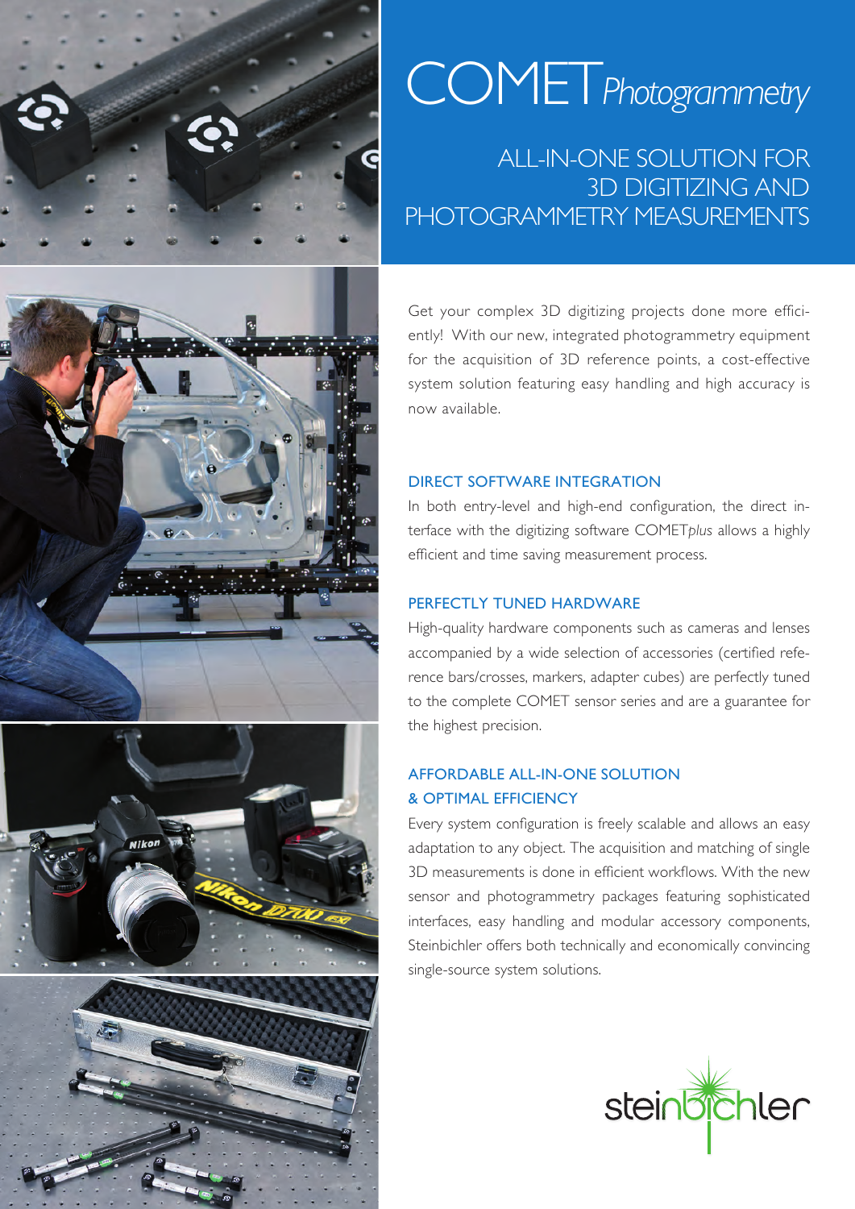# COMET *Photogrammetry*

## ALL-IN-ONE SOLUTION FOR 3D DIGITIZING AND PHOTOGRAMMETRY MEASUREMENTS

Get your complex 3D digitizing projects done more efficiently! With our new, integrated photogrammetry equipment for the acquisition of 3D reference points, a cost-effective system solution featuring easy handling and high accuracy is now available.

### DIRECT SOFTWARE INTEGRATION

In both entry-level and high-end configuration, the direct interface with the digitizing software COMET*plus* allows a highly efficient and time saving measurement process.

### PERFECTLY TUNED HARDWARE

High-quality hardware components such as cameras and lenses accompanied by a wide selection of accessories (certified reference bars/crosses, markers, adapter cubes) are perfectly tuned to the complete COMET sensor series and are a guarantee for the highest precision.

### AFFORDABLE ALL-IN-ONE SOLUTION & OPTIMAL EFFICIENCY

Every system configuration is freely scalable and allows an easy adaptation to any object. The acquisition and matching of single 3D measurements is done in efficient workflows. With the new sensor and photogrammetry packages featuring sophisticated interfaces, easy handling and modular accessory components, Steinbichler offers both technically and economically convincing single-source system solutions.

steinbichler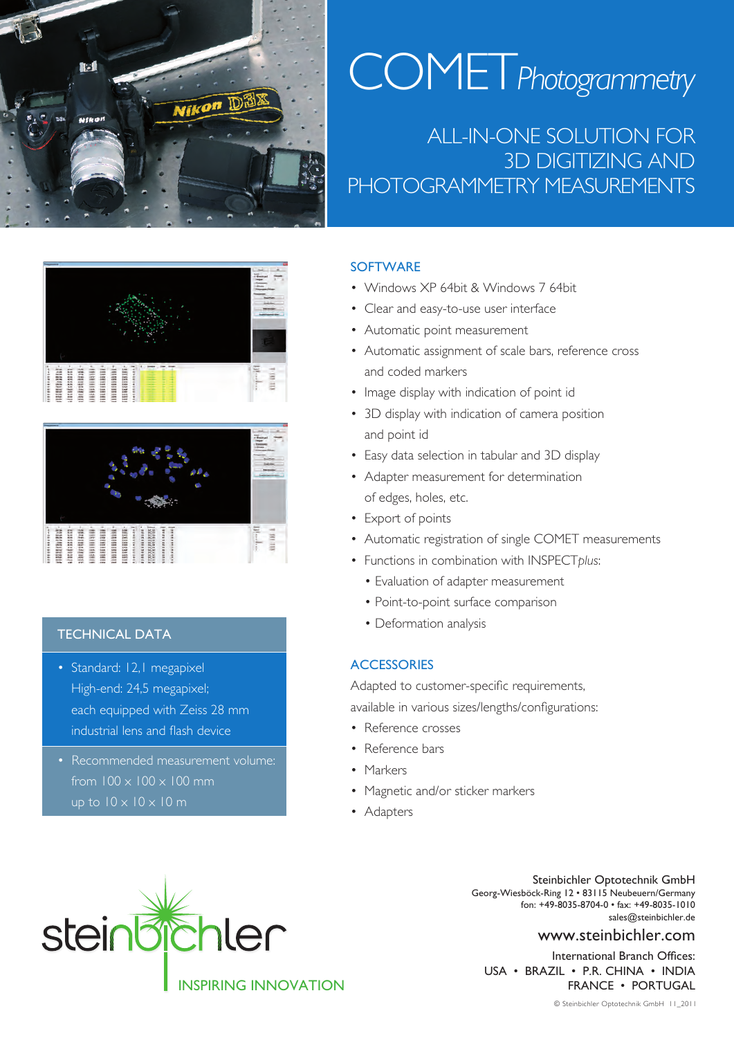# COMET *Photogrammetry*

## ALL-IN-ONE SOLUTION FOR 3D DIGITIZING AND PHOTOGRAMMETRY MEASUREMENTS

### SOFTWARE

- Windows XP 64bit & Windows 7 64bit
- Clear and easy-to-use user interface
- Automatic point measurement
- Automatic assignment of scale bars, reference cross and coded markers
- Image display with indication of point id
- 3D display with indication of camera position and point id
- Easy data selection in tabular and 3D display
- Adapter measurement for determination of edges, holes, etc.
- Export of points
- Automatic registration of single COMET measurements
- Functions in combination with INSPECT*plus*:
  - Evaluation of adapter measurement
  - Point-to-point surface comparison
  - Deformation analysis

### ACCESSORIES

Adapted to customer-specific requirements, available in various sizes/lengths/configurations:

- Reference crosses
- Reference bars
- Markers
- Magnetic and/or sticker markers
- Adapters

### TECHNICAL DATA

- Standard: 12,1 megapixel
  High-end: 24,5 megapixel;
  each equipped with Zeiss 28 mm industrial lens and flash device
- Recommended measurement volume:
  from 100 x 100 x 100 mm
  up to 10 x 10 x 10 m

steinbichler
INSPIRING INNOVATION

Steinbichler Optotechnik GmbH
Georg-Wiesböck-Ring 12 • 83115 Neubeuern/Germany
fon: +49-8035-8704-0 • fax: +49-8035-1010
sales@steinbichler.de

www.steinbichler.com

International Branch Offices:
USA • BRAZIL • P.R. CHINA • INDIA
FRANCE • PORTUGAL

© Steinbichler Optotechnik GmbH 11_2011